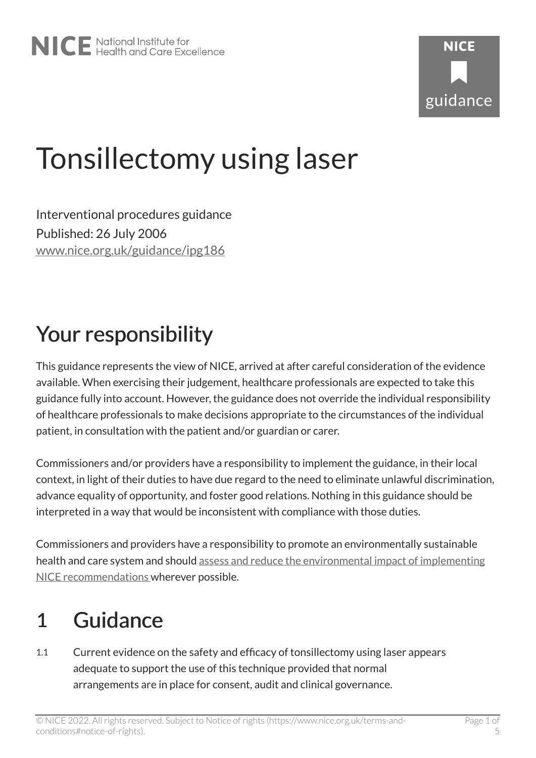# Tonsillectomy using laser

Interventional procedures guidance
Published: 26 July 2006
www.nice.org.uk/guidance/ipg186

## Your responsibility

This guidance represents the view of NICE, arrived at after careful consideration of the evidence available. When exercising their judgement, healthcare professionals are expected to take this guidance fully into account. However, the guidance does not override the individual responsibility of healthcare professionals to make decisions appropriate to the circumstances of the individual patient, in consultation with the patient and/or guardian or carer.

Commissioners and/or providers have a responsibility to implement the guidance, in their local context, in light of their duties to have due regard to the need to eliminate unlawful discrimination, advance equality of opportunity, and foster good relations. Nothing in this guidance should be interpreted in a way that would be inconsistent with compliance with those duties.

Commissioners and providers have a responsibility to promote an environmentally sustainable health and care system and should assess and reduce the environmental impact of implementing NICE recommendations wherever possible.

## 1 Guidance

1.1 Current evidence on the safety and efficacy of tonsillectomy using laser appears adequate to support the use of this technique provided that normal arrangements are in place for consent, audit and clinical governance.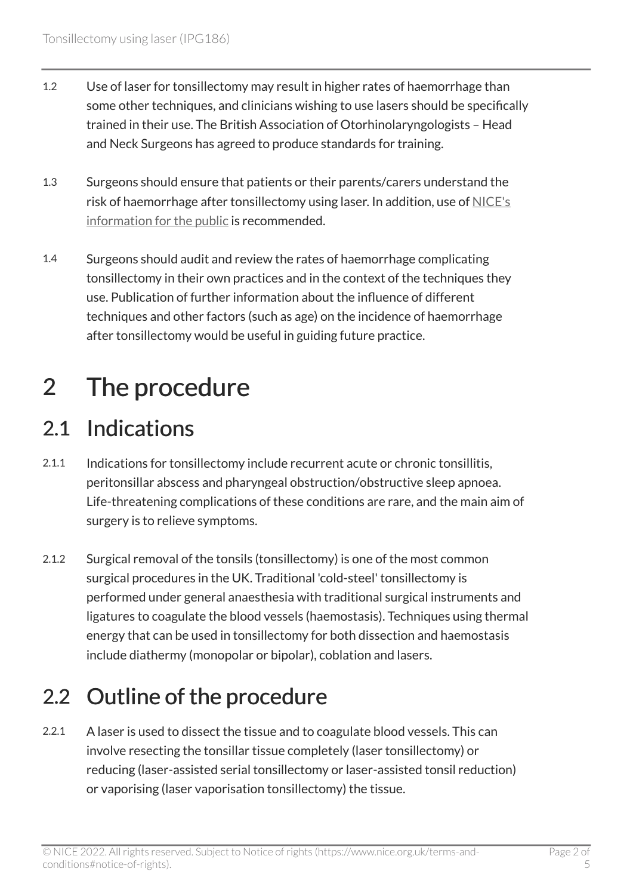1.2 Use of laser for tonsillectomy may result in higher rates of haemorrhage than some other techniques, and clinicians wishing to use lasers should be specifically trained in their use. The British Association of Otorhinolaryngologists – Head and Neck Surgeons has agreed to produce standards for training.

1.3 Surgeons should ensure that patients or their parents/carers understand the risk of haemorrhage after tonsillectomy using laser. In addition, use of NICE's information for the public is recommended.

1.4 Surgeons should audit and review the rates of haemorrhage complicating tonsillectomy in their own practices and in the context of the techniques they use. Publication of further information about the influence of different techniques and other factors (such as age) on the incidence of haemorrhage after tonsillectomy would be useful in guiding future practice.

# 2 The procedure

## 2.1 Indications

2.1.1 Indications for tonsillectomy include recurrent acute or chronic tonsillitis, peritonsillar abscess and pharyngeal obstruction/obstructive sleep apnoea. Life-threatening complications of these conditions are rare, and the main aim of surgery is to relieve symptoms.

2.1.2 Surgical removal of the tonsils (tonsillectomy) is one of the most common surgical procedures in the UK. Traditional 'cold-steel' tonsillectomy is performed under general anaesthesia with traditional surgical instruments and ligatures to coagulate the blood vessels (haemostasis). Techniques using thermal energy that can be used in tonsillectomy for both dissection and haemostasis include diathermy (monopolar or bipolar), coblation and lasers.

## 2.2 Outline of the procedure

2.2.1 A laser is used to dissect the tissue and to coagulate blood vessels. This can involve resecting the tonsillar tissue completely (laser tonsillectomy) or reducing (laser-assisted serial tonsillectomy or laser-assisted tonsil reduction) or vaporising (laser vaporisation tonsillectomy) the tissue.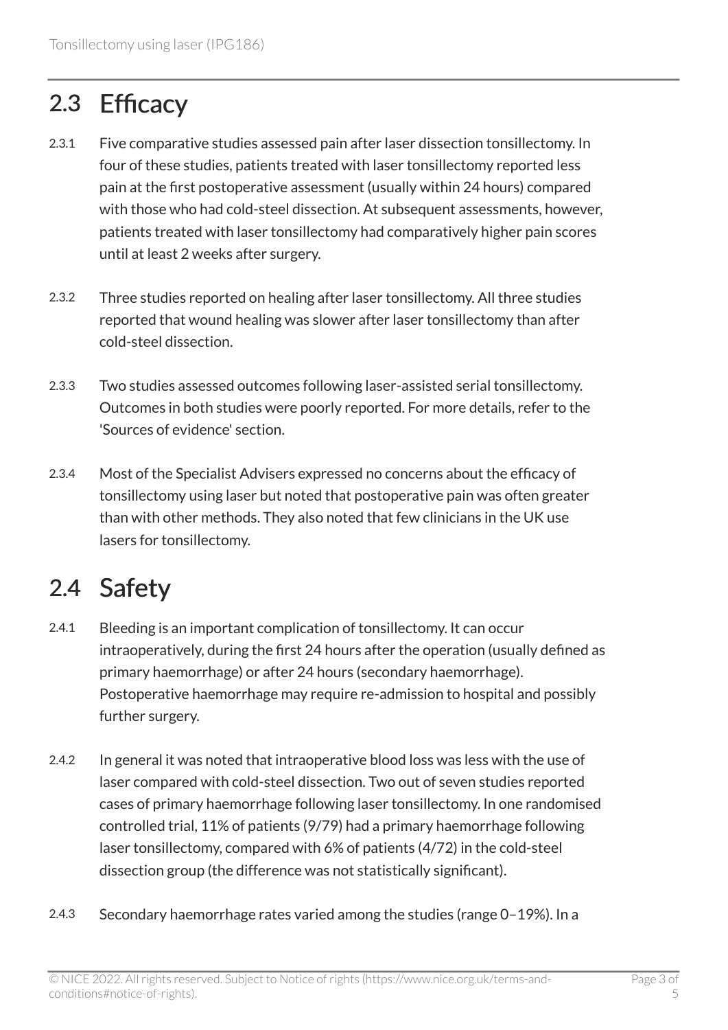## 2.3 Efficacy

2.3.1 Five comparative studies assessed pain after laser dissection tonsillectomy. In four of these studies, patients treated with laser tonsillectomy reported less pain at the first postoperative assessment (usually within 24 hours) compared with those who had cold-steel dissection. At subsequent assessments, however, patients treated with laser tonsillectomy had comparatively higher pain scores until at least 2 weeks after surgery.

2.3.2 Three studies reported on healing after laser tonsillectomy. All three studies reported that wound healing was slower after laser tonsillectomy than after cold-steel dissection.

2.3.3 Two studies assessed outcomes following laser-assisted serial tonsillectomy. Outcomes in both studies were poorly reported. For more details, refer to the 'Sources of evidence' section.

2.3.4 Most of the Specialist Advisers expressed no concerns about the efficacy of tonsillectomy using laser but noted that postoperative pain was often greater than with other methods. They also noted that few clinicians in the UK use lasers for tonsillectomy.

## 2.4 Safety

2.4.1 Bleeding is an important complication of tonsillectomy. It can occur intraoperatively, during the first 24 hours after the operation (usually defined as primary haemorrhage) or after 24 hours (secondary haemorrhage). Postoperative haemorrhage may require re-admission to hospital and possibly further surgery.

2.4.2 In general it was noted that intraoperative blood loss was less with the use of laser compared with cold-steel dissection. Two out of seven studies reported cases of primary haemorrhage following laser tonsillectomy. In one randomised controlled trial, 11% of patients (9/79) had a primary haemorrhage following laser tonsillectomy, compared with 6% of patients (4/72) in the cold-steel dissection group (the difference was not statistically significant).

2.4.3 Secondary haemorrhage rates varied among the studies (range 0–19%). In a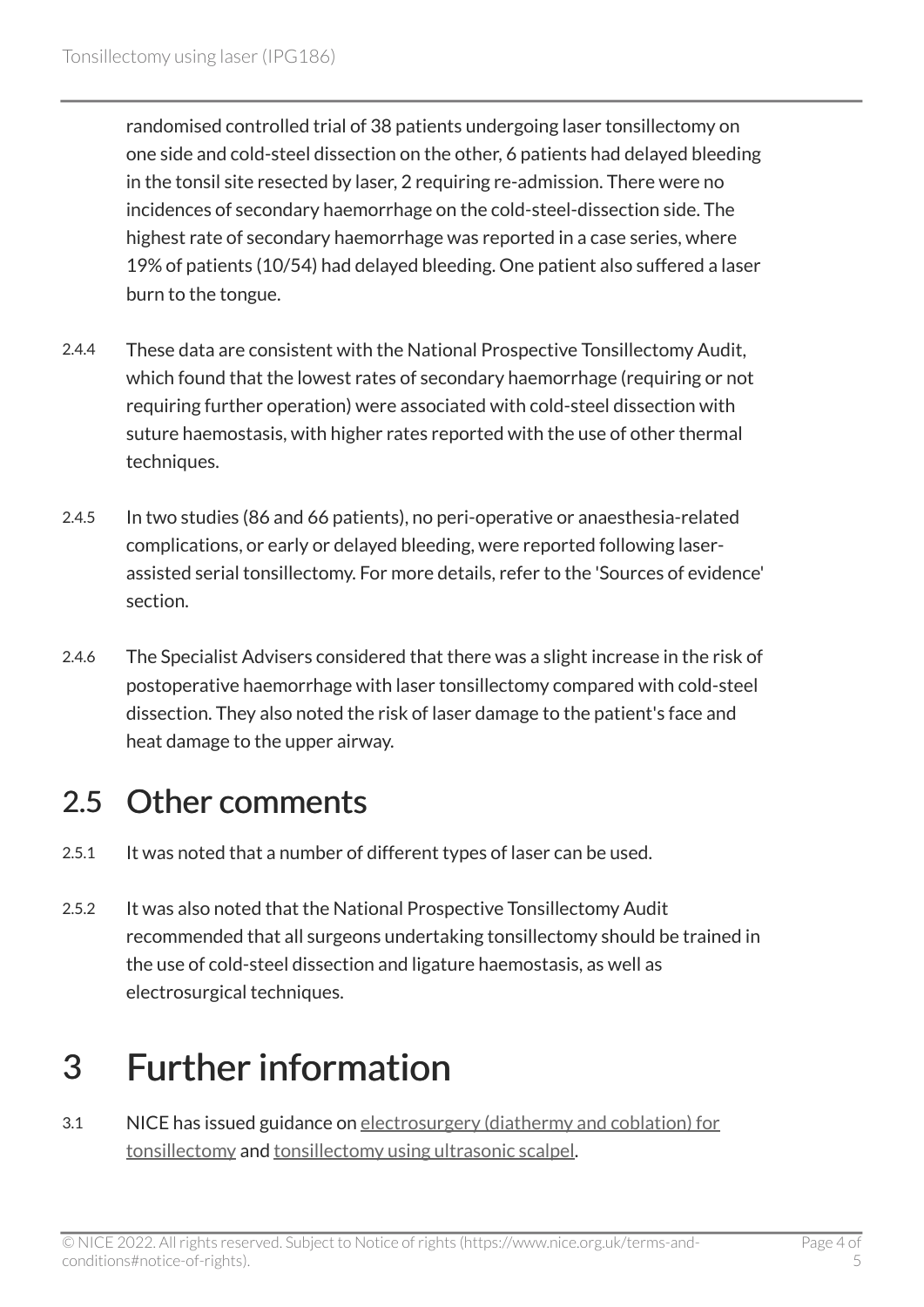randomised controlled trial of 38 patients undergoing laser tonsillectomy on one side and cold-steel dissection on the other, 6 patients had delayed bleeding in the tonsil site resected by laser, 2 requiring re-admission. There were no incidences of secondary haemorrhage on the cold-steel-dissection side. The highest rate of secondary haemorrhage was reported in a case series, where 19% of patients (10/54) had delayed bleeding. One patient also suffered a laser burn to the tongue.

2.4.4 These data are consistent with the National Prospective Tonsillectomy Audit, which found that the lowest rates of secondary haemorrhage (requiring or not requiring further operation) were associated with cold-steel dissection with suture haemostasis, with higher rates reported with the use of other thermal techniques.

2.4.5 In two studies (86 and 66 patients), no peri-operative or anaesthesia-related complications, or early or delayed bleeding, were reported following laser-assisted serial tonsillectomy. For more details, refer to the 'Sources of evidence' section.

2.4.6 The Specialist Advisers considered that there was a slight increase in the risk of postoperative haemorrhage with laser tonsillectomy compared with cold-steel dissection. They also noted the risk of laser damage to the patient's face and heat damage to the upper airway.

## 2.5 Other comments

2.5.1 It was noted that a number of different types of laser can be used.

2.5.2 It was also noted that the National Prospective Tonsillectomy Audit recommended that all surgeons undertaking tonsillectomy should be trained in the use of cold-steel dissection and ligature haemostasis, as well as electrosurgical techniques.

# 3 Further information

3.1 NICE has issued guidance on electrosurgery (diathermy and coblation) for tonsillectomy and tonsillectomy using ultrasonic scalpel.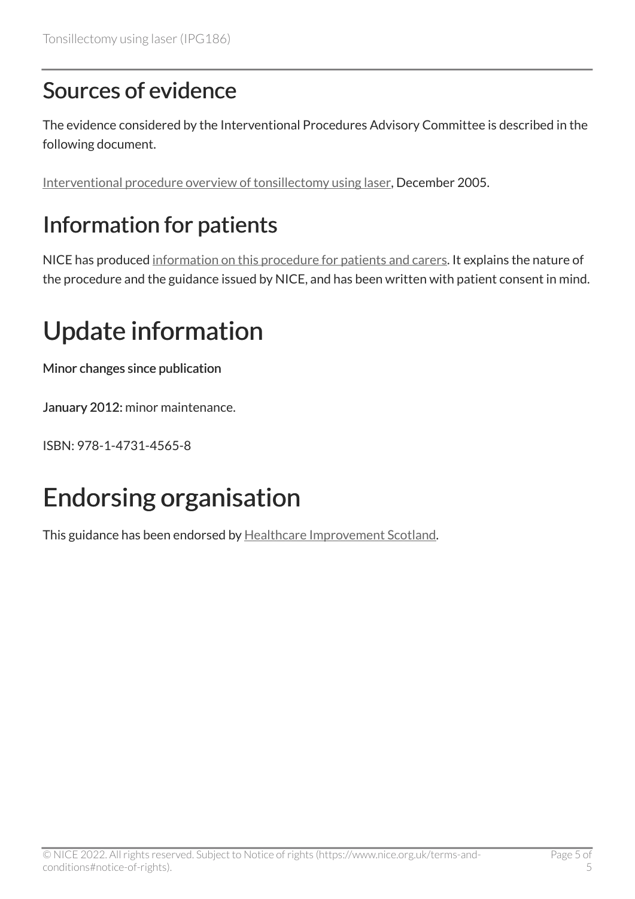## Sources of evidence

The evidence considered by the Interventional Procedures Advisory Committee is described in the following document.

Interventional procedure overview of tonsillectomy using laser, December 2005.

## Information for patients

NICE has produced information on this procedure for patients and carers. It explains the nature of the procedure and the guidance issued by NICE, and has been written with patient consent in mind.

# Update information

**Minor changes since publication**

**January 2012:** minor maintenance.

ISBN: 978-1-4731-4565-8

# Endorsing organisation

This guidance has been endorsed by Healthcare Improvement Scotland.